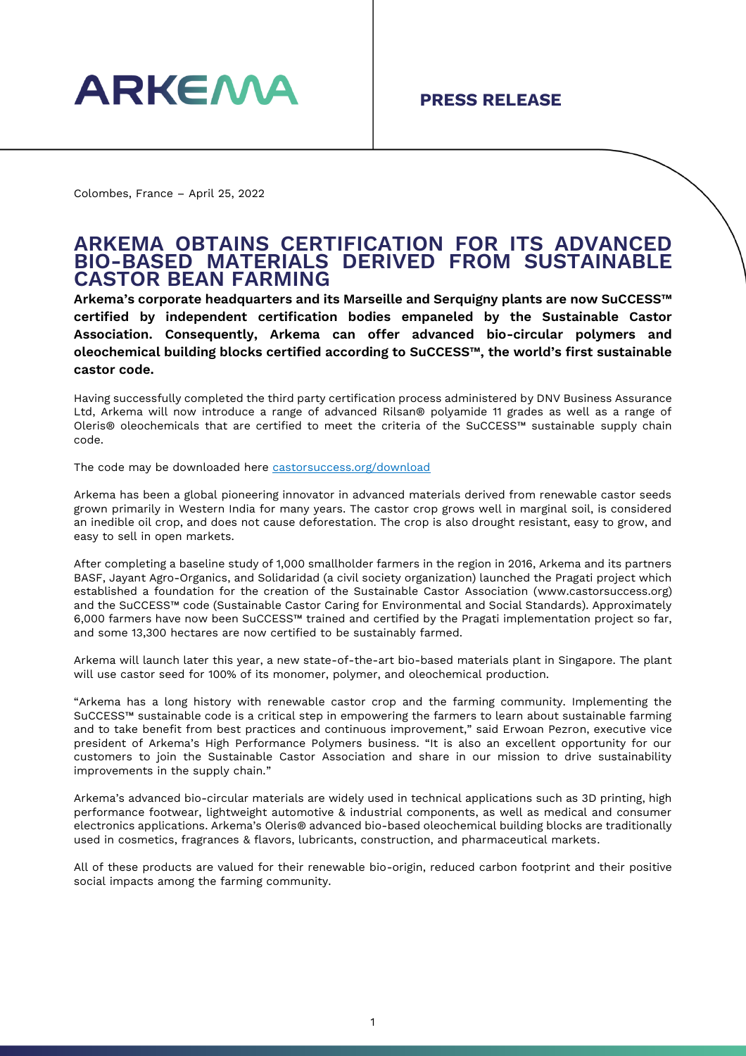ARKEMA

**PRESS RELEASE**

Colombes, France – April 25, 2022

# ARKEMA OBTAINS CERTIFICATION FOR ITS ADVANCED BIO-BASED MATERIALS DERIVED FROM SUSTAINABLE CASTOR BEAN FARMING

**Arkema's corporate headquarters and its Marseille and Serquigny plants are now SuCCESS™ certified by independent certification bodies empaneled by the Sustainable Castor Association. Consequently, Arkema can offer advanced bio-circular polymers and oleochemical building blocks certified according to SuCCESS™, the world's first sustainable castor code.**

Having successfully completed the third party certification process administered by DNV Business Assurance Ltd, Arkema will now introduce a range of advanced Rilsan® polyamide 11 grades as well as a range of Oleris® oleochemicals that are certified to meet the criteria of the SuCCESS™ sustainable supply chain code.

The code may be downloaded here [castorsuccess.org/download](castorsuccess.org/download)

Arkema has been a global pioneering innovator in advanced materials derived from renewable castor seeds grown primarily in Western India for many years. The castor crop grows well in marginal soil, is considered an inedible oil crop, and does not cause deforestation. The crop is also drought resistant, easy to grow, and easy to sell in open markets.

After completing a baseline study of 1,000 smallholder farmers in the region in 2016, Arkema and its partners BASF, Jayant Agro-Organics, and Solidaridad (a civil society organization) launched the Pragati project which established a foundation for the creation of the Sustainable Castor Association (www.castorsuccess.org) and the SuCCESS™ code (Sustainable Castor Caring for Environmental and Social Standards). Approximately 6,000 farmers have now been SuCCESS™ trained and certified by the Pragati implementation project so far, and some 13,300 hectares are now certified to be sustainably farmed.

Arkema will launch later this year, a new state-of-the-art bio-based materials plant in Singapore. The plant will use castor seed for 100% of its monomer, polymer, and oleochemical production.

"Arkema has a long history with renewable castor crop and the farming community. Implementing the SuCCESS™ sustainable code is a critical step in empowering the farmers to learn about sustainable farming and to take benefit from best practices and continuous improvement," said Erwoan Pezron, executive vice president of Arkema's High Performance Polymers business. "It is also an excellent opportunity for our customers to join the Sustainable Castor Association and share in our mission to drive sustainability improvements in the supply chain."

Arkema's advanced bio-circular materials are widely used in technical applications such as 3D printing, high performance footwear, lightweight automotive & industrial components, as well as medical and consumer electronics applications. Arkema's Oleris® advanced bio-based oleochemical building blocks are traditionally used in cosmetics, fragrances & flavors, lubricants, construction, and pharmaceutical markets.

All of these products are valued for their renewable bio-origin, reduced carbon footprint and their positive social impacts among the farming community.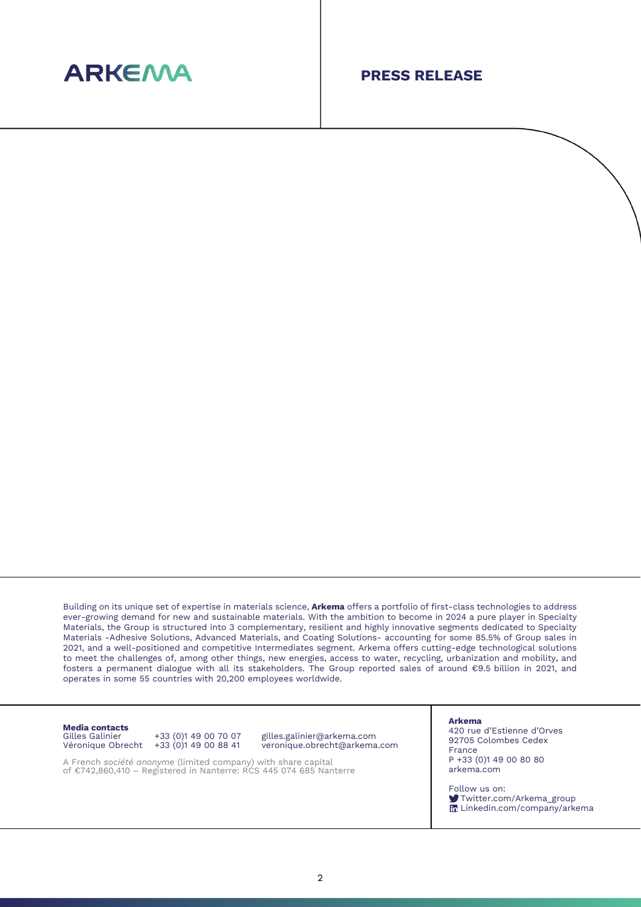# PRESS RELEASE

Building on its unique set of expertise in materials science, **Arkema** offers a portfolio of first-class technologies to address ever-growing demand for new and sustainable materials. With the ambition to become in 2024 a pure player in Specialty Materials, the Group is structured into 3 complementary, resilient and highly innovative segments dedicated to Specialty Materials -Adhesive Solutions, Advanced Materials, and Coating Solutions- accounting for some 85.5% of Group sales in 2021, and a well-positioned and competitive Intermediates segment. Arkema offers cutting-edge technological solutions to meet the challenges of, among other things, new energies, access to water, recycling, urbanization and mobility, and fosters a permanent dialogue with all its stakeholders. The Group reported sales of around €9.5 billion in 2021, and operates in some 55 countries with 20,200 employees worldwide.

**Media contacts**

| | | |
|---|---|---|
| Gilles Galinier | +33 (0)1 49 00 70 07 | gilles.galinier@arkema.com |
| Véronique Obrecht | +33 (0)1 49 00 88 41 | veronique.obrecht@arkema.com |

A French *société anonyme* (limited company) with share capital of €742,860,410 – Registered in Nanterre: RCS 445 074 685 Nanterre

**Arkema**
420 rue d'Estienne d'Orves
92705 Colombes Cedex
France
P +33 (0)1 49 00 80 80
arkema.com

Follow us on:
Twitter.com/Arkema_group
Linkedin.com/company/arkema